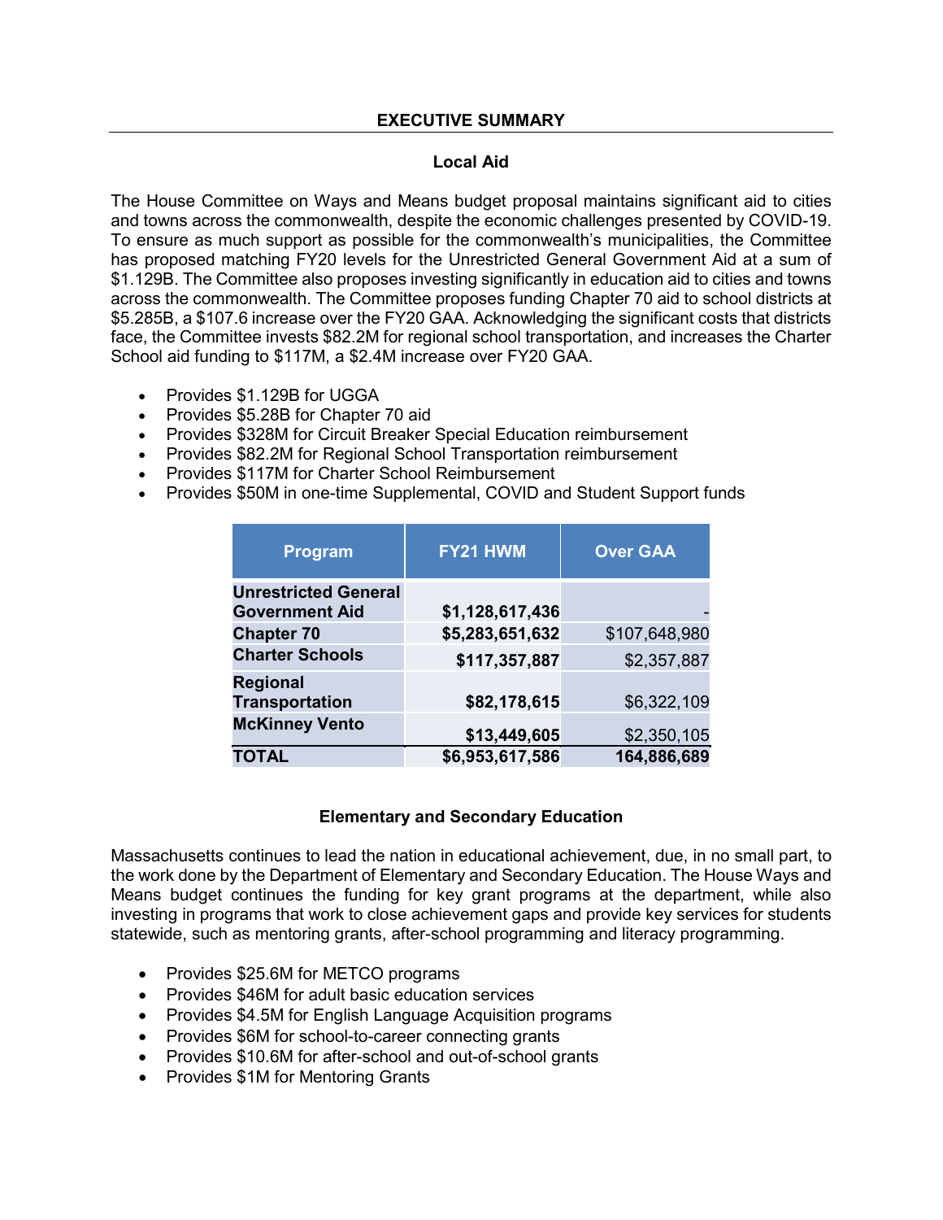## EXECUTIVE SUMMARY

### Local Aid

The House Committee on Ways and Means budget proposal maintains significant aid to cities and towns across the commonwealth, despite the economic challenges presented by COVID-19. To ensure as much support as possible for the commonwealth's municipalities, the Committee has proposed matching FY20 levels for the Unrestricted General Government Aid at a sum of $1.129B. The Committee also proposes investing significantly in education aid to cities and towns across the commonwealth. The Committee proposes funding Chapter 70 aid to school districts at $5.285B, a $107.6 increase over the FY20 GAA. Acknowledging the significant costs that districts face, the Committee invests $82.2M for regional school transportation, and increases the Charter School aid funding to $117M, a $2.4M increase over FY20 GAA.

- Provides $1.129B for UGGA
- Provides $5.28B for Chapter 70 aid
- Provides $328M for Circuit Breaker Special Education reimbursement
- Provides $82.2M for Regional School Transportation reimbursement
- Provides $117M for Charter School Reimbursement
- Provides $50M in one-time Supplemental, COVID and Student Support funds

| Program | FY21 HWM | Over GAA |
|---|---|---|
| **Unrestricted General Government Aid** | **$1,128,617,436** | - |
| **Chapter 70** | **$5,283,651,632** | $107,648,980 |
| **Charter Schools** | **$117,357,887** | $2,357,887 |
| **Regional Transportation** | **$82,178,615** | $6,322,109 |
| **McKinney Vento** | **$13,449,605** | $2,350,105 |
| **TOTAL** | **$6,953,617,586** | **164,886,689** |

### Elementary and Secondary Education

Massachusetts continues to lead the nation in educational achievement, due, in no small part, to the work done by the Department of Elementary and Secondary Education. The House Ways and Means budget continues the funding for key grant programs at the department, while also investing in programs that work to close achievement gaps and provide key services for students statewide, such as mentoring grants, after-school programming and literacy programming.

- Provides $25.6M for METCO programs
- Provides $46M for adult basic education services
- Provides $4.5M for English Language Acquisition programs
- Provides $6M for school-to-career connecting grants
- Provides $10.6M for after-school and out-of-school grants
- Provides $1M for Mentoring Grants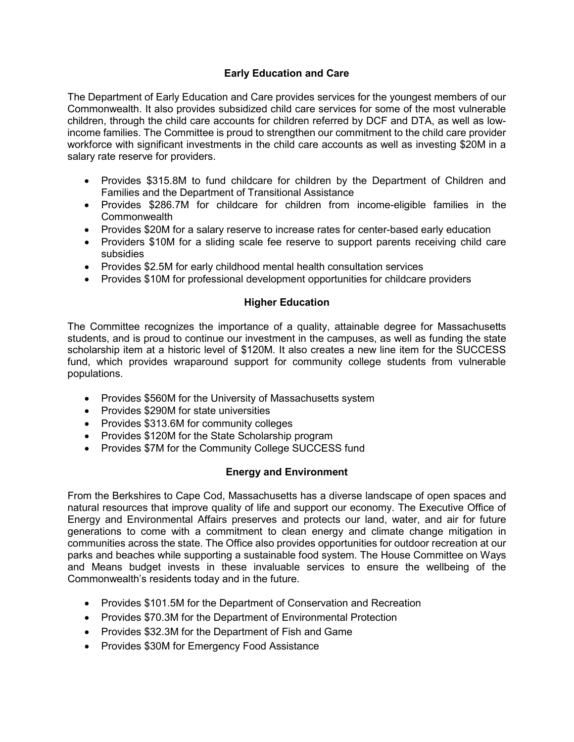## Early Education and Care

The Department of Early Education and Care provides services for the youngest members of our Commonwealth. It also provides subsidized child care services for some of the most vulnerable children, through the child care accounts for children referred by DCF and DTA, as well as low-income families. The Committee is proud to strengthen our commitment to the child care provider workforce with significant investments in the child care accounts as well as investing $20M in a salary rate reserve for providers.

- Provides $315.8M to fund childcare for children by the Department of Children and Families and the Department of Transitional Assistance
- Provides $286.7M for childcare for children from income-eligible families in the Commonwealth
- Provides $20M for a salary reserve to increase rates for center-based early education
- Providers $10M for a sliding scale fee reserve to support parents receiving child care subsidies
- Provides $2.5M for early childhood mental health consultation services
- Provides $10M for professional development opportunities for childcare providers

## Higher Education

The Committee recognizes the importance of a quality, attainable degree for Massachusetts students, and is proud to continue our investment in the campuses, as well as funding the state scholarship item at a historic level of $120M. It also creates a new line item for the SUCCESS fund, which provides wraparound support for community college students from vulnerable populations.

- Provides $560M for the University of Massachusetts system
- Provides $290M for state universities
- Provides $313.6M for community colleges
- Provides $120M for the State Scholarship program
- Provides $7M for the Community College SUCCESS fund

## Energy and Environment

From the Berkshires to Cape Cod, Massachusetts has a diverse landscape of open spaces and natural resources that improve quality of life and support our economy. The Executive Office of Energy and Environmental Affairs preserves and protects our land, water, and air for future generations to come with a commitment to clean energy and climate change mitigation in communities across the state. The Office also provides opportunities for outdoor recreation at our parks and beaches while supporting a sustainable food system. The House Committee on Ways and Means budget invests in these invaluable services to ensure the wellbeing of the Commonwealth's residents today and in the future.

- Provides $101.5M for the Department of Conservation and Recreation
- Provides $70.3M for the Department of Environmental Protection
- Provides $32.3M for the Department of Fish and Game
- Provides $30M for Emergency Food Assistance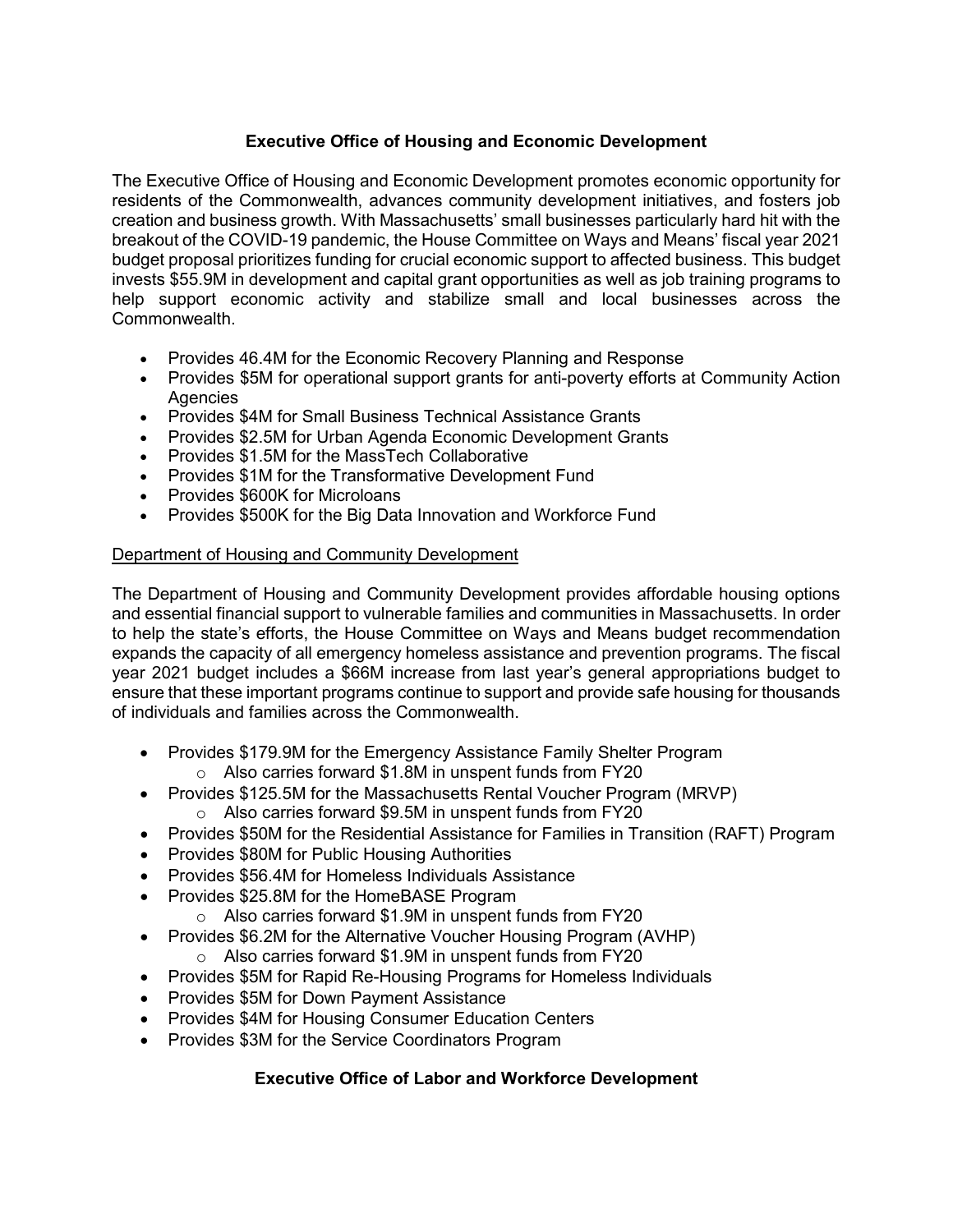## Executive Office of Housing and Economic Development

The Executive Office of Housing and Economic Development promotes economic opportunity for residents of the Commonwealth, advances community development initiatives, and fosters job creation and business growth. With Massachusetts' small businesses particularly hard hit with the breakout of the COVID-19 pandemic, the House Committee on Ways and Means' fiscal year 2021 budget proposal prioritizes funding for crucial economic support to affected business. This budget invests $55.9M in development and capital grant opportunities as well as job training programs to help support economic activity and stabilize small and local businesses across the Commonwealth.

- Provides 46.4M for the Economic Recovery Planning and Response
- Provides $5M for operational support grants for anti-poverty efforts at Community Action Agencies
- Provides $4M for Small Business Technical Assistance Grants
- Provides $2.5M for Urban Agenda Economic Development Grants
- Provides $1.5M for the MassTech Collaborative
- Provides $1M for the Transformative Development Fund
- Provides $600K for Microloans
- Provides $500K for the Big Data Innovation and Workforce Fund

### Department of Housing and Community Development

The Department of Housing and Community Development provides affordable housing options and essential financial support to vulnerable families and communities in Massachusetts. In order to help the state's efforts, the House Committee on Ways and Means budget recommendation expands the capacity of all emergency homeless assistance and prevention programs. The fiscal year 2021 budget includes a $66M increase from last year's general appropriations budget to ensure that these important programs continue to support and provide safe housing for thousands of individuals and families across the Commonwealth.

- Provides $179.9M for the Emergency Assistance Family Shelter Program
  - Also carries forward $1.8M in unspent funds from FY20
- Provides $125.5M for the Massachusetts Rental Voucher Program (MRVP)
  - Also carries forward $9.5M in unspent funds from FY20
- Provides $50M for the Residential Assistance for Families in Transition (RAFT) Program
- Provides $80M for Public Housing Authorities
- Provides $56.4M for Homeless Individuals Assistance
- Provides $25.8M for the HomeBASE Program
  - Also carries forward $1.9M in unspent funds from FY20
- Provides $6.2M for the Alternative Voucher Housing Program (AVHP)
  - Also carries forward $1.9M in unspent funds from FY20
- Provides $5M for Rapid Re-Housing Programs for Homeless Individuals
- Provides $5M for Down Payment Assistance
- Provides $4M for Housing Consumer Education Centers
- Provides $3M for the Service Coordinators Program

## Executive Office of Labor and Workforce Development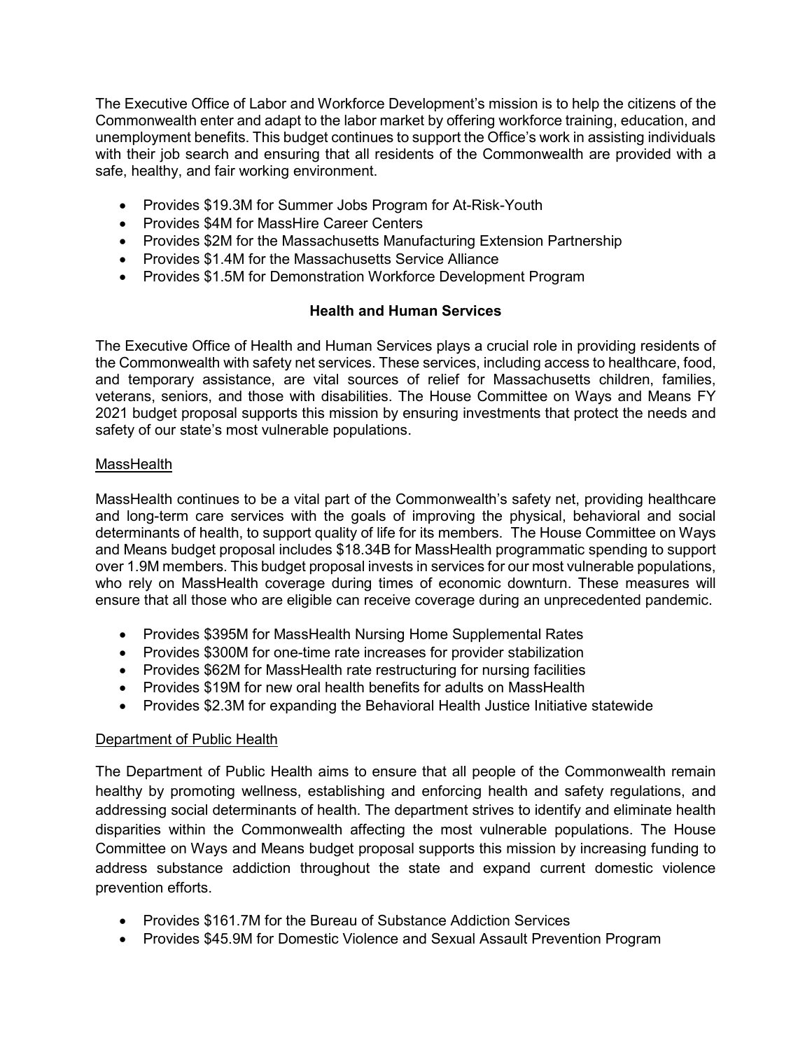The Executive Office of Labor and Workforce Development's mission is to help the citizens of the Commonwealth enter and adapt to the labor market by offering workforce training, education, and unemployment benefits. This budget continues to support the Office's work in assisting individuals with their job search and ensuring that all residents of the Commonwealth are provided with a safe, healthy, and fair working environment.

- Provides $19.3M for Summer Jobs Program for At-Risk-Youth
- Provides $4M for MassHire Career Centers
- Provides $2M for the Massachusetts Manufacturing Extension Partnership
- Provides $1.4M for the Massachusetts Service Alliance
- Provides $1.5M for Demonstration Workforce Development Program

## Health and Human Services

The Executive Office of Health and Human Services plays a crucial role in providing residents of the Commonwealth with safety net services. These services, including access to healthcare, food, and temporary assistance, are vital sources of relief for Massachusetts children, families, veterans, seniors, and those with disabilities. The House Committee on Ways and Means FY 2021 budget proposal supports this mission by ensuring investments that protect the needs and safety of our state's most vulnerable populations.

### MassHealth

MassHealth continues to be a vital part of the Commonwealth's safety net, providing healthcare and long-term care services with the goals of improving the physical, behavioral and social determinants of health, to support quality of life for its members. The House Committee on Ways and Means budget proposal includes $18.34B for MassHealth programmatic spending to support over 1.9M members. This budget proposal invests in services for our most vulnerable populations, who rely on MassHealth coverage during times of economic downturn. These measures will ensure that all those who are eligible can receive coverage during an unprecedented pandemic.

- Provides $395M for MassHealth Nursing Home Supplemental Rates
- Provides $300M for one-time rate increases for provider stabilization
- Provides $62M for MassHealth rate restructuring for nursing facilities
- Provides $19M for new oral health benefits for adults on MassHealth
- Provides $2.3M for expanding the Behavioral Health Justice Initiative statewide

### Department of Public Health

The Department of Public Health aims to ensure that all people of the Commonwealth remain healthy by promoting wellness, establishing and enforcing health and safety regulations, and addressing social determinants of health. The department strives to identify and eliminate health disparities within the Commonwealth affecting the most vulnerable populations. The House Committee on Ways and Means budget proposal supports this mission by increasing funding to address substance addiction throughout the state and expand current domestic violence prevention efforts.

- Provides $161.7M for the Bureau of Substance Addiction Services
- Provides $45.9M for Domestic Violence and Sexual Assault Prevention Program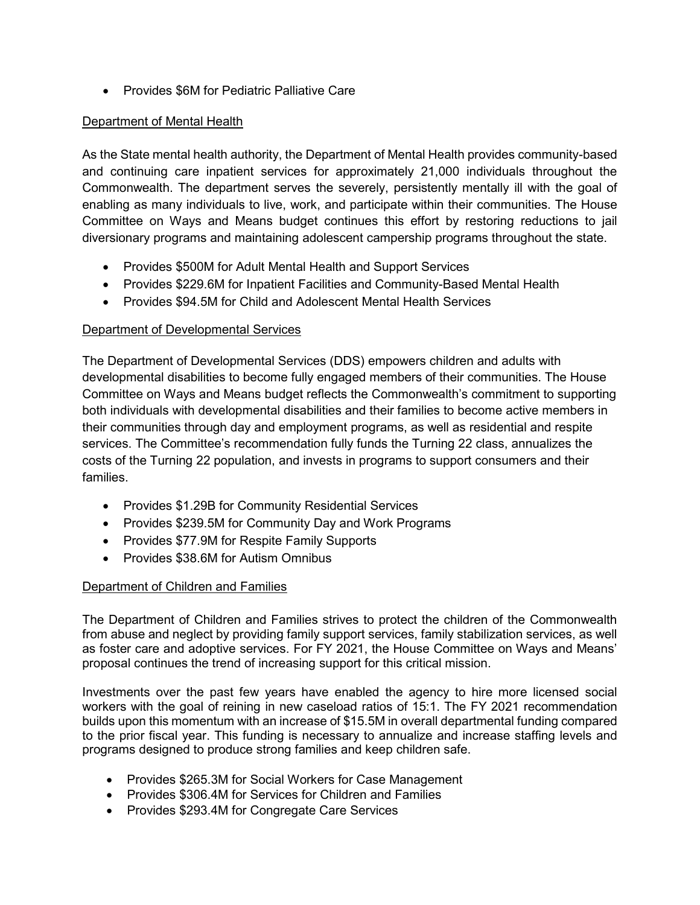- Provides $6M for Pediatric Palliative Care

## Department of Mental Health

As the State mental health authority, the Department of Mental Health provides community-based and continuing care inpatient services for approximately 21,000 individuals throughout the Commonwealth. The department serves the severely, persistently mentally ill with the goal of enabling as many individuals to live, work, and participate within their communities. The House Committee on Ways and Means budget continues this effort by restoring reductions to jail diversionary programs and maintaining adolescent campership programs throughout the state.

- Provides $500M for Adult Mental Health and Support Services
- Provides $229.6M for Inpatient Facilities and Community-Based Mental Health
- Provides $94.5M for Child and Adolescent Mental Health Services

## Department of Developmental Services

The Department of Developmental Services (DDS) empowers children and adults with developmental disabilities to become fully engaged members of their communities. The House Committee on Ways and Means budget reflects the Commonwealth's commitment to supporting both individuals with developmental disabilities and their families to become active members in their communities through day and employment programs, as well as residential and respite services. The Committee's recommendation fully funds the Turning 22 class, annualizes the costs of the Turning 22 population, and invests in programs to support consumers and their families.

- Provides $1.29B for Community Residential Services
- Provides $239.5M for Community Day and Work Programs
- Provides $77.9M for Respite Family Supports
- Provides $38.6M for Autism Omnibus

## Department of Children and Families

The Department of Children and Families strives to protect the children of the Commonwealth from abuse and neglect by providing family support services, family stabilization services, as well as foster care and adoptive services. For FY 2021, the House Committee on Ways and Means' proposal continues the trend of increasing support for this critical mission.

Investments over the past few years have enabled the agency to hire more licensed social workers with the goal of reining in new caseload ratios of 15:1. The FY 2021 recommendation builds upon this momentum with an increase of $15.5M in overall departmental funding compared to the prior fiscal year. This funding is necessary to annualize and increase staffing levels and programs designed to produce strong families and keep children safe.

- Provides $265.3M for Social Workers for Case Management
- Provides $306.4M for Services for Children and Families
- Provides $293.4M for Congregate Care Services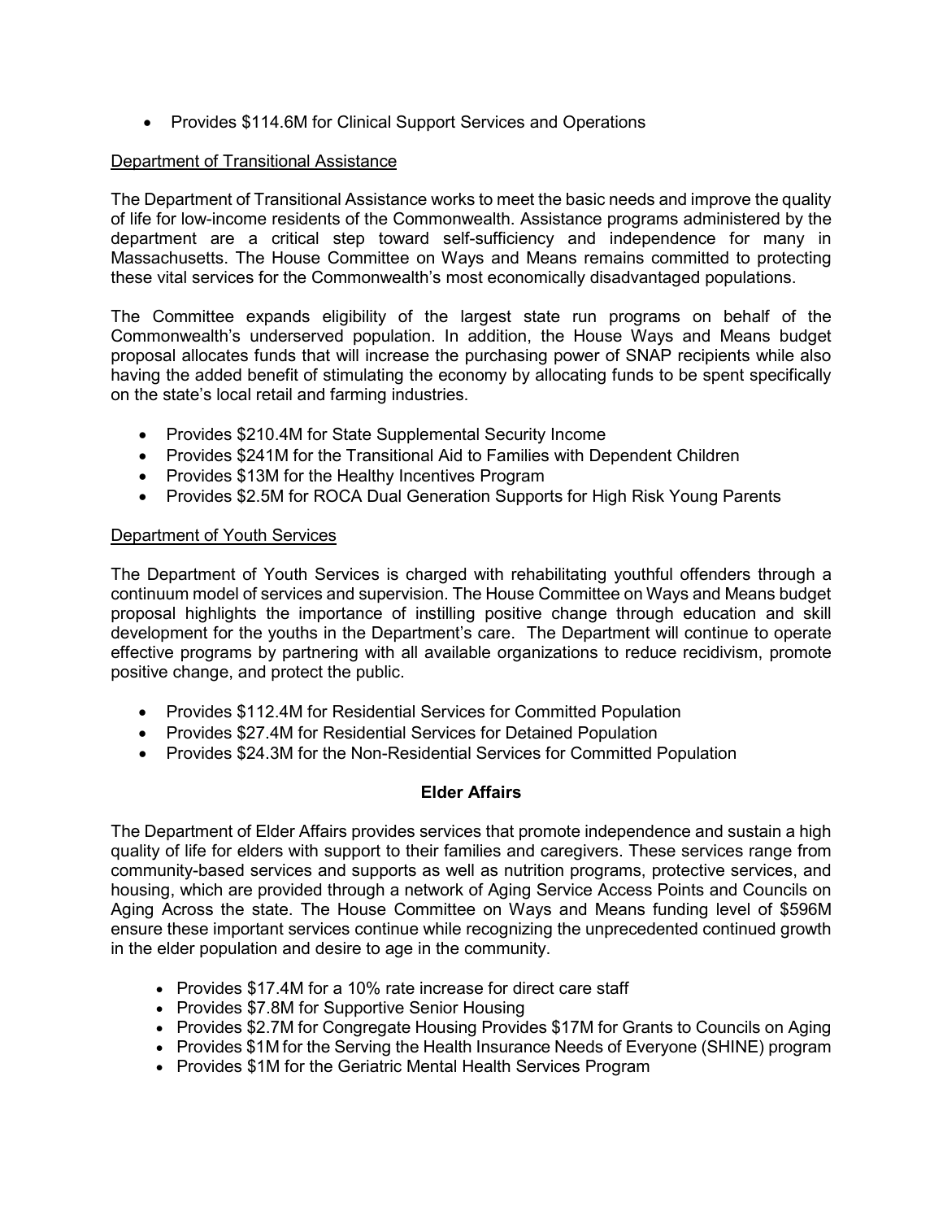- Provides $114.6M for Clinical Support Services and Operations

<u>Department of Transitional Assistance</u>

The Department of Transitional Assistance works to meet the basic needs and improve the quality of life for low-income residents of the Commonwealth. Assistance programs administered by the department are a critical step toward self-sufficiency and independence for many in Massachusetts. The House Committee on Ways and Means remains committed to protecting these vital services for the Commonwealth's most economically disadvantaged populations.

The Committee expands eligibility of the largest state run programs on behalf of the Commonwealth's underserved population. In addition, the House Ways and Means budget proposal allocates funds that will increase the purchasing power of SNAP recipients while also having the added benefit of stimulating the economy by allocating funds to be spent specifically on the state's local retail and farming industries.

- Provides $210.4M for State Supplemental Security Income
- Provides $241M for the Transitional Aid to Families with Dependent Children
- Provides $13M for the Healthy Incentives Program
- Provides $2.5M for ROCA Dual Generation Supports for High Risk Young Parents

<u>Department of Youth Services</u>

The Department of Youth Services is charged with rehabilitating youthful offenders through a continuum model of services and supervision. The House Committee on Ways and Means budget proposal highlights the importance of instilling positive change through education and skill development for the youths in the Department's care. The Department will continue to operate effective programs by partnering with all available organizations to reduce recidivism, promote positive change, and protect the public.

- Provides $112.4M for Residential Services for Committed Population
- Provides $27.4M for Residential Services for Detained Population
- Provides $24.3M for the Non-Residential Services for Committed Population

## Elder Affairs

The Department of Elder Affairs provides services that promote independence and sustain a high quality of life for elders with support to their families and caregivers. These services range from community-based services and supports as well as nutrition programs, protective services, and housing, which are provided through a network of Aging Service Access Points and Councils on Aging Across the state. The House Committee on Ways and Means funding level of $596M ensure these important services continue while recognizing the unprecedented continued growth in the elder population and desire to age in the community.

- Provides $17.4M for a 10% rate increase for direct care staff
- Provides $7.8M for Supportive Senior Housing
- Provides $2.7M for Congregate Housing Provides $17M for Grants to Councils on Aging
- Provides $1M for the Serving the Health Insurance Needs of Everyone (SHINE) program
- Provides $1M for the Geriatric Mental Health Services Program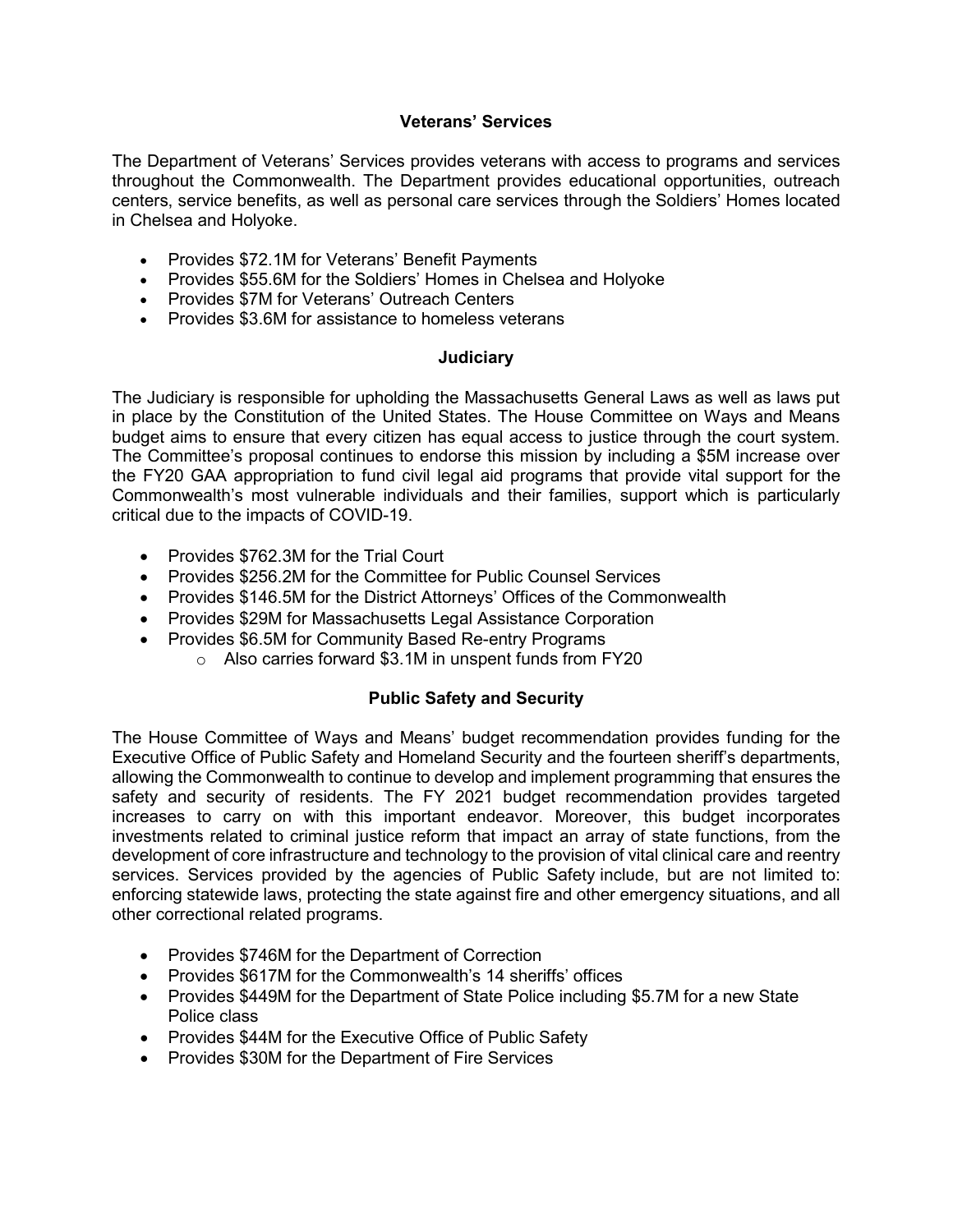## Veterans' Services

The Department of Veterans' Services provides veterans with access to programs and services throughout the Commonwealth. The Department provides educational opportunities, outreach centers, service benefits, as well as personal care services through the Soldiers' Homes located in Chelsea and Holyoke.

- Provides $72.1M for Veterans' Benefit Payments
- Provides $55.6M for the Soldiers' Homes in Chelsea and Holyoke
- Provides $7M for Veterans' Outreach Centers
- Provides $3.6M for assistance to homeless veterans

## Judiciary

The Judiciary is responsible for upholding the Massachusetts General Laws as well as laws put in place by the Constitution of the United States. The House Committee on Ways and Means budget aims to ensure that every citizen has equal access to justice through the court system. The Committee's proposal continues to endorse this mission by including a $5M increase over the FY20 GAA appropriation to fund civil legal aid programs that provide vital support for the Commonwealth's most vulnerable individuals and their families, support which is particularly critical due to the impacts of COVID-19.

- Provides $762.3M for the Trial Court
- Provides $256.2M for the Committee for Public Counsel Services
- Provides $146.5M for the District Attorneys' Offices of the Commonwealth
- Provides $29M for Massachusetts Legal Assistance Corporation
- Provides $6.5M for Community Based Re-entry Programs
  - Also carries forward $3.1M in unspent funds from FY20

## Public Safety and Security

The House Committee of Ways and Means' budget recommendation provides funding for the Executive Office of Public Safety and Homeland Security and the fourteen sheriff's departments, allowing the Commonwealth to continue to develop and implement programming that ensures the safety and security of residents. The FY 2021 budget recommendation provides targeted increases to carry on with this important endeavor. Moreover, this budget incorporates investments related to criminal justice reform that impact an array of state functions, from the development of core infrastructure and technology to the provision of vital clinical care and reentry services. Services provided by the agencies of Public Safety include, but are not limited to: enforcing statewide laws, protecting the state against fire and other emergency situations, and all other correctional related programs.

- Provides $746M for the Department of Correction
- Provides $617M for the Commonwealth's 14 sheriffs' offices
- Provides $449M for the Department of State Police including $5.7M for a new State Police class
- Provides $44M for the Executive Office of Public Safety
- Provides $30M for the Department of Fire Services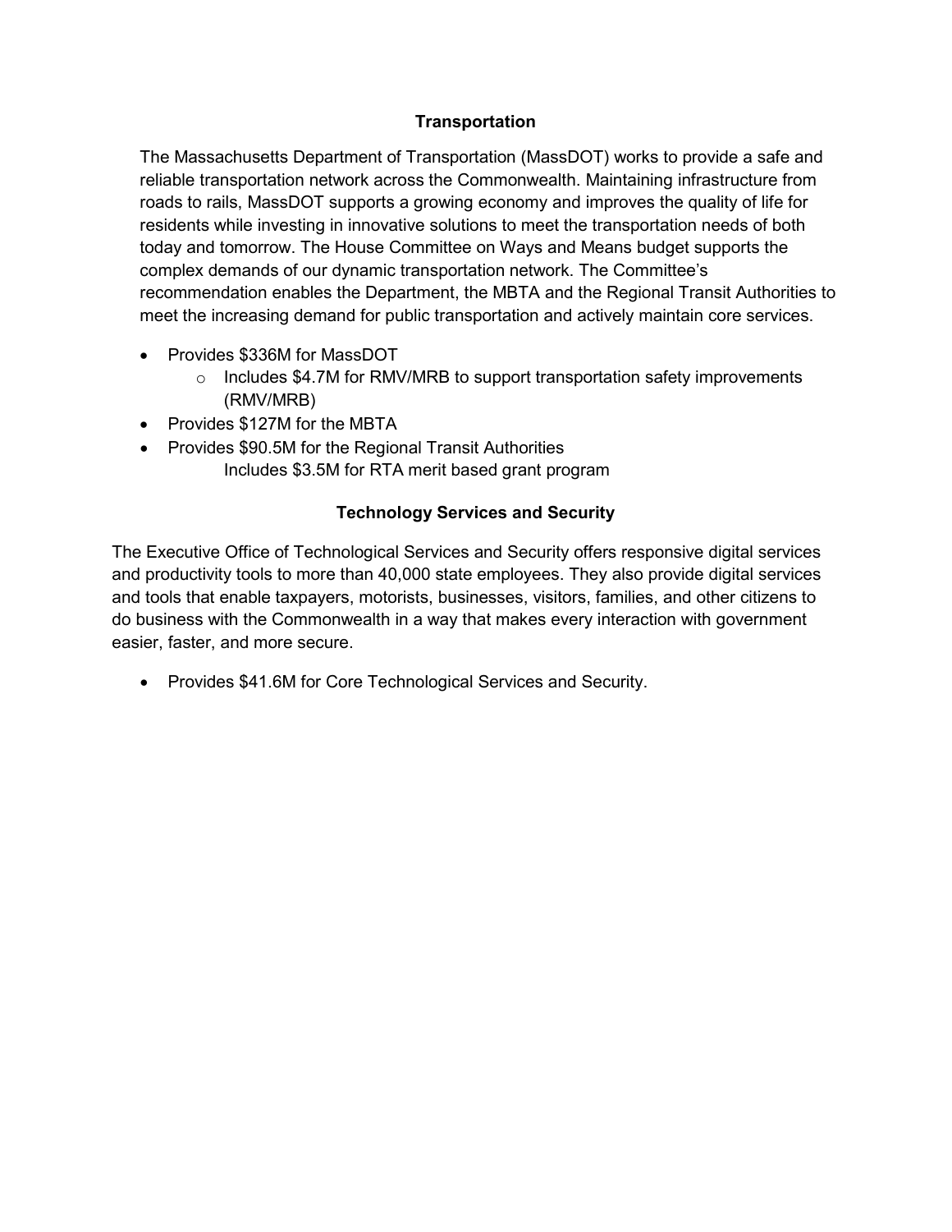## Transportation

The Massachusetts Department of Transportation (MassDOT) works to provide a safe and reliable transportation network across the Commonwealth. Maintaining infrastructure from roads to rails, MassDOT supports a growing economy and improves the quality of life for residents while investing in innovative solutions to meet the transportation needs of both today and tomorrow. The House Committee on Ways and Means budget supports the complex demands of our dynamic transportation network. The Committee's recommendation enables the Department, the MBTA and the Regional Transit Authorities to meet the increasing demand for public transportation and actively maintain core services.

- Provides $336M for MassDOT
  - Includes $4.7M for RMV/MRB to support transportation safety improvements (RMV/MRB)
- Provides $127M for the MBTA
- Provides $90.5M for the Regional Transit Authorities
  Includes $3.5M for RTA merit based grant program

## Technology Services and Security

The Executive Office of Technological Services and Security offers responsive digital services and productivity tools to more than 40,000 state employees. They also provide digital services and tools that enable taxpayers, motorists, businesses, visitors, families, and other citizens to do business with the Commonwealth in a way that makes every interaction with government easier, faster, and more secure.

- Provides $41.6M for Core Technological Services and Security.